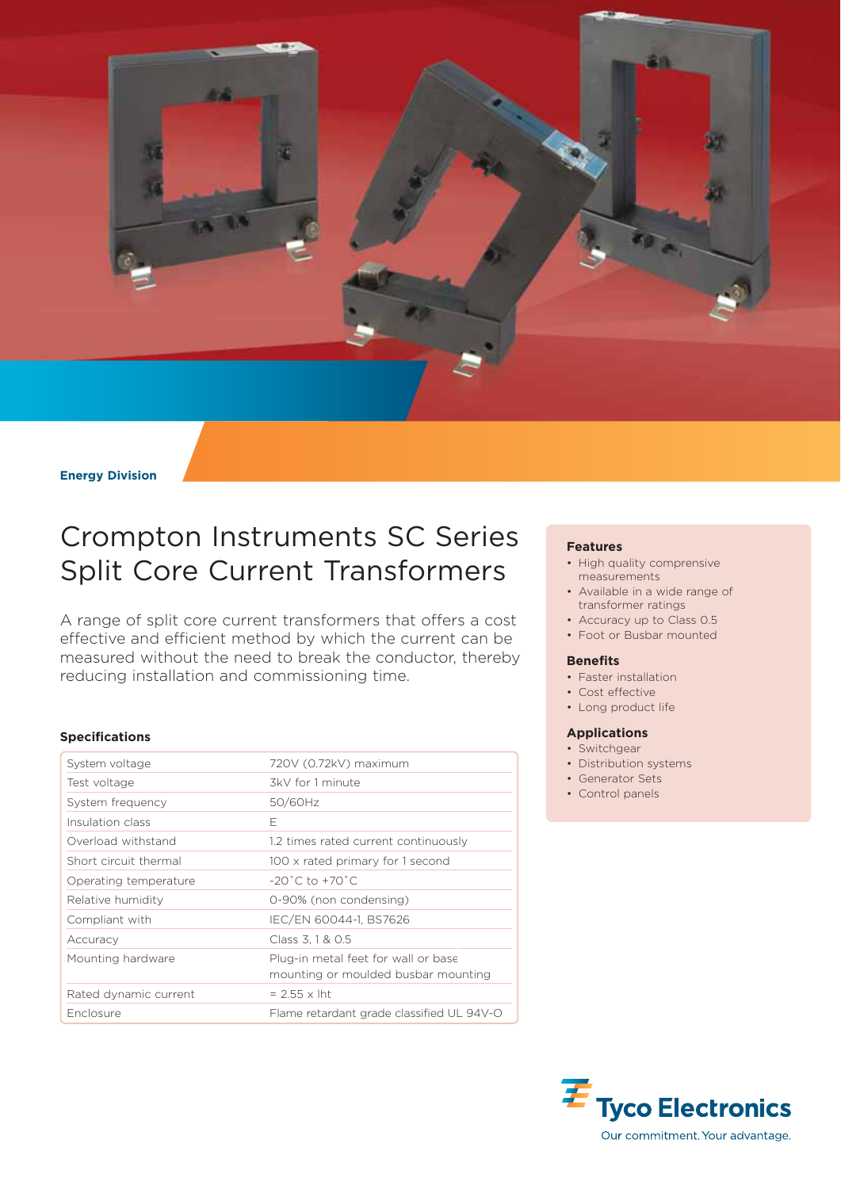Energy Division

# Crompton Instruments SC Series Split Core Current Transformers

A range of split core current transformers that offers a cost effective and efficient method by which the current can be measured without the need to break the conductor, thereby reducing installation and commissioning time.

### Specifications

| | |
|---|---|
| System voltage | 720V (0.72kV) maximum |
| Test voltage | 3kV for 1 minute |
| System frequency | 50/60Hz |
| Insulation class | E |
| Overload withstand | 1.2 times rated current continuously |
| Short circuit thermal | 100 x rated primary for 1 second |
| Operating temperature | -20˚C to +70˚C |
| Relative humidity | 0-90% (non condensing) |
| Compliant with | IEC/EN 60044-1, BS7626 |
| Accuracy | Class 3, 1 & 0.5 |
| Mounting hardware | Plug-in metal feet for wall or base mounting or moulded busbar mounting |
| Rated dynamic current | = 2.55 x Iht |
| Enclosure | Flame retardant grade classified UL 94V-O |

### Features

- High quality comprensive measurements
- Available in a wide range of transformer ratings
- Accuracy up to Class 0.5
- Foot or Busbar mounted

### Benefits

- Faster installation
- Cost effective
- Long product life

### Applications

- Switchgear
- Distribution systems
- Generator Sets
- Control panels

Tyco Electronics

Our commitment. Your advantage.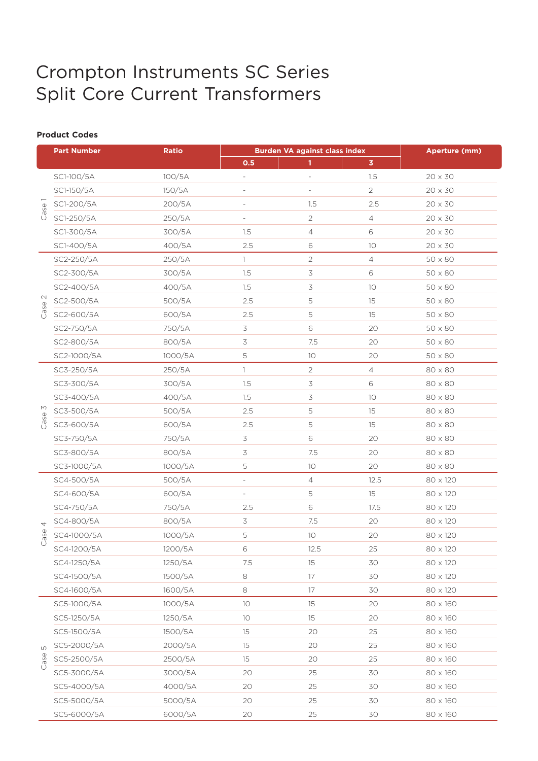# Crompton Instruments SC Series Split Core Current Transformers

**Product Codes**

| | Part Number | Ratio | Burden VA against class index | | | Aperture (mm) |
|---|---|---|---|---|---|---|
| | | | 0.5 | 1 | 3 | |
| Case 1 | SC1-100/5A | 100/5A | - | - | 1.5 | 20 x 30 |
| | SC1-150/5A | 150/5A | - | - | 2 | 20 x 30 |
| | SC1-200/5A | 200/5A | - | 1.5 | 2.5 | 20 x 30 |
| | SC1-250/5A | 250/5A | - | 2 | 4 | 20 x 30 |
| | SC1-300/5A | 300/5A | 1.5 | 4 | 6 | 20 x 30 |
| | SC1-400/5A | 400/5A | 2.5 | 6 | 10 | 20 x 30 |
| Case 2 | SC2-250/5A | 250/5A | 1 | 2 | 4 | 50 x 80 |
| | SC2-300/5A | 300/5A | 1.5 | 3 | 6 | 50 x 80 |
| | SC2-400/5A | 400/5A | 1.5 | 3 | 10 | 50 x 80 |
| | SC2-500/5A | 500/5A | 2.5 | 5 | 15 | 50 x 80 |
| | SC2-600/5A | 600/5A | 2.5 | 5 | 15 | 50 x 80 |
| | SC2-750/5A | 750/5A | 3 | 6 | 20 | 50 x 80 |
| | SC2-800/5A | 800/5A | 3 | 7.5 | 20 | 50 x 80 |
| | SC2-1000/5A | 1000/5A | 5 | 10 | 20 | 50 x 80 |
| Case 3 | SC3-250/5A | 250/5A | 1 | 2 | 4 | 80 x 80 |
| | SC3-300/5A | 300/5A | 1.5 | 3 | 6 | 80 x 80 |
| | SC3-400/5A | 400/5A | 1.5 | 3 | 10 | 80 x 80 |
| | SC3-500/5A | 500/5A | 2.5 | 5 | 15 | 80 x 80 |
| | SC3-600/5A | 600/5A | 2.5 | 5 | 15 | 80 x 80 |
| | SC3-750/5A | 750/5A | 3 | 6 | 20 | 80 x 80 |
| | SC3-800/5A | 800/5A | 3 | 7.5 | 20 | 80 x 80 |
| | SC3-1000/5A | 1000/5A | 5 | 10 | 20 | 80 x 80 |
| Case 4 | SC4-500/5A | 500/5A | - | 4 | 12.5 | 80 x 120 |
| | SC4-600/5A | 600/5A | - | 5 | 15 | 80 x 120 |
| | SC4-750/5A | 750/5A | 2.5 | 6 | 17.5 | 80 x 120 |
| | SC4-800/5A | 800/5A | 3 | 7.5 | 20 | 80 x 120 |
| | SC4-1000/5A | 1000/5A | 5 | 10 | 20 | 80 x 120 |
| | SC4-1200/5A | 1200/5A | 6 | 12.5 | 25 | 80 x 120 |
| | SC4-1250/5A | 1250/5A | 7.5 | 15 | 30 | 80 x 120 |
| | SC4-1500/5A | 1500/5A | 8 | 17 | 30 | 80 x 120 |
| | SC4-1600/5A | 1600/5A | 8 | 17 | 30 | 80 x 120 |
| Case 5 | SC5-1000/5A | 1000/5A | 10 | 15 | 20 | 80 x 160 |
| | SC5-1250/5A | 1250/5A | 10 | 15 | 20 | 80 x 160 |
| | SC5-1500/5A | 1500/5A | 15 | 20 | 25 | 80 x 160 |
| | SC5-2000/5A | 2000/5A | 15 | 20 | 25 | 80 x 160 |
| | SC5-2500/5A | 2500/5A | 15 | 20 | 25 | 80 x 160 |
| | SC5-3000/5A | 3000/5A | 20 | 25 | 30 | 80 x 160 |
| | SC5-4000/5A | 4000/5A | 20 | 25 | 30 | 80 x 160 |
| | SC5-5000/5A | 5000/5A | 20 | 25 | 30 | 80 x 160 |
| | SC5-6000/5A | 6000/5A | 20 | 25 | 30 | 80 x 160 |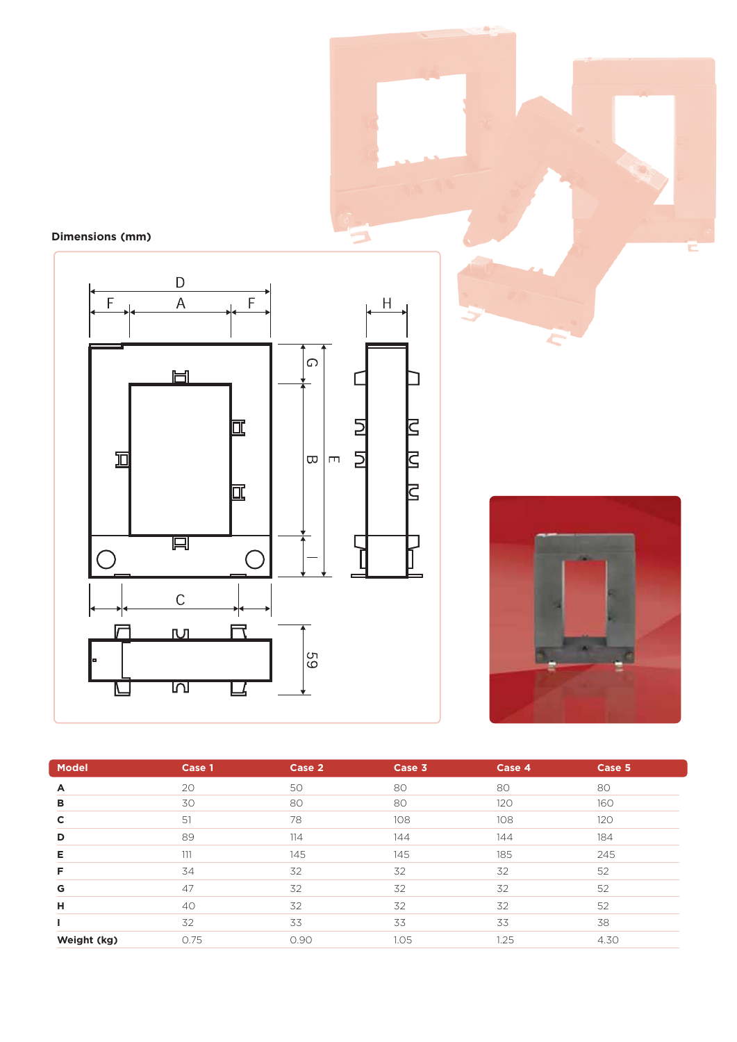**Dimensions (mm)**

D
F A F
H
G
B
E
I
C
59

| Model | Case 1 | Case 2 | Case 3 | Case 4 | Case 5 |
|---|---|---|---|---|---|
| **A** | 20 | 50 | 80 | 80 | 80 |
| **B** | 30 | 80 | 80 | 120 | 160 |
| **C** | 51 | 78 | 108 | 108 | 120 |
| **D** | 89 | 114 | 144 | 144 | 184 |
| **E** | 111 | 145 | 145 | 185 | 245 |
| **F** | 34 | 32 | 32 | 32 | 52 |
| **G** | 47 | 32 | 32 | 32 | 52 |
| **H** | 40 | 32 | 32 | 32 | 52 |
| **I** | 32 | 33 | 33 | 33 | 38 |
| **Weight (kg)** | 0.75 | 0.90 | 1.05 | 1.25 | 4.30 |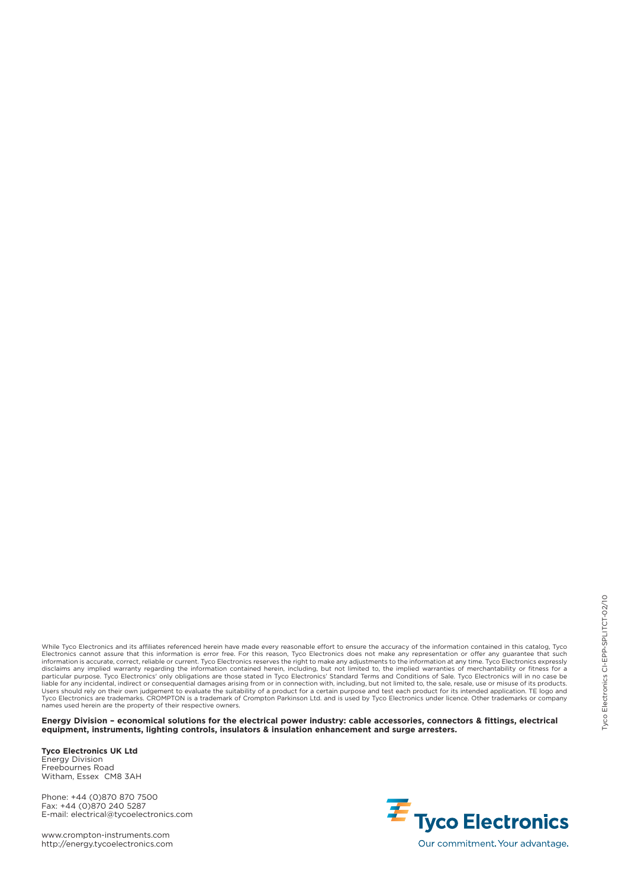While Tyco Electronics and its affiliates referenced herein have made every reasonable effort to ensure the accuracy of the information contained in this catalog, Tyco Electronics cannot assure that this information is error free. For this reason, Tyco Electronics does not make any representation or offer any guarantee that such information is accurate, correct, reliable or current. Tyco Electronics reserves the right to make any adjustments to the information at any time. Tyco Electronics expressly disclaims any implied warranty regarding the information contained herein, including, but not limited to, the implied warranties of merchantability or fitness for a particular purpose. Tyco Electronics' only obligations are those stated in Tyco Electronics' Standard Terms and Conditions of Sale. Tyco Electronics will in no case be liable for any incidental, indirect or consequential damages arising from or in connection with, including, but not limited to, the sale, resale, use or misuse of its products. Users should rely on their own judgement to evaluate the suitability of a product for a certain purpose and test each product for its intended application. TE logo and Tyco Electronics are trademarks. CROMPTON is a trademark of Crompton Parkinson Ltd. and is used by Tyco Electronics under licence. Other trademarks or company names used herein are the property of their respective owners.

**Energy Division – economical solutions for the electrical power industry: cable accessories, connectors & fittings, electrical equipment, instruments, lighting controls, insulators & insulation enhancement and surge arresters.**

**Tyco Electronics UK Ltd**
Energy Division
Freebournes Road
Witham, Essex CM8 3AH

Phone: +44 (0)870 870 7500
Fax: +44 (0)870 240 5287
E-mail: electrical@tycoelectronics.com

www.crompton-instruments.com
http://energy.tycoelectronics.com

Tyco Electronics

Our commitment. Your advantage.

Tyco Electronics CI-EPP-SPLITCT-02/10